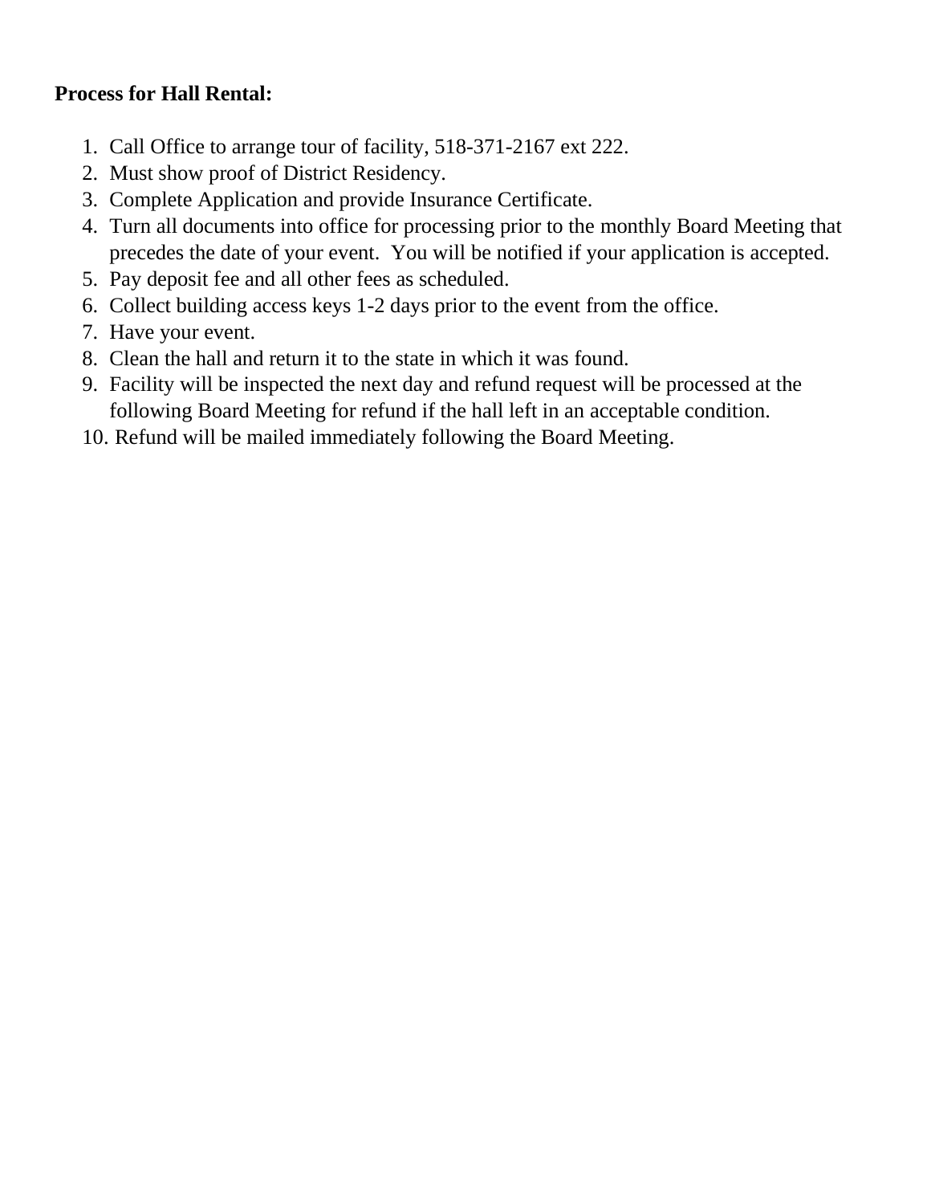**Process for Hall Rental:**

1. Call Office to arrange tour of facility, 518-371-2167 ext 222.
2. Must show proof of District Residency.
3. Complete Application and provide Insurance Certificate.
4. Turn all documents into office for processing prior to the monthly Board Meeting that precedes the date of your event. You will be notified if your application is accepted.
5. Pay deposit fee and all other fees as scheduled.
6. Collect building access keys 1-2 days prior to the event from the office.
7. Have your event.
8. Clean the hall and return it to the state in which it was found.
9. Facility will be inspected the next day and refund request will be processed at the following Board Meeting for refund if the hall left in an acceptable condition.
10. Refund will be mailed immediately following the Board Meeting.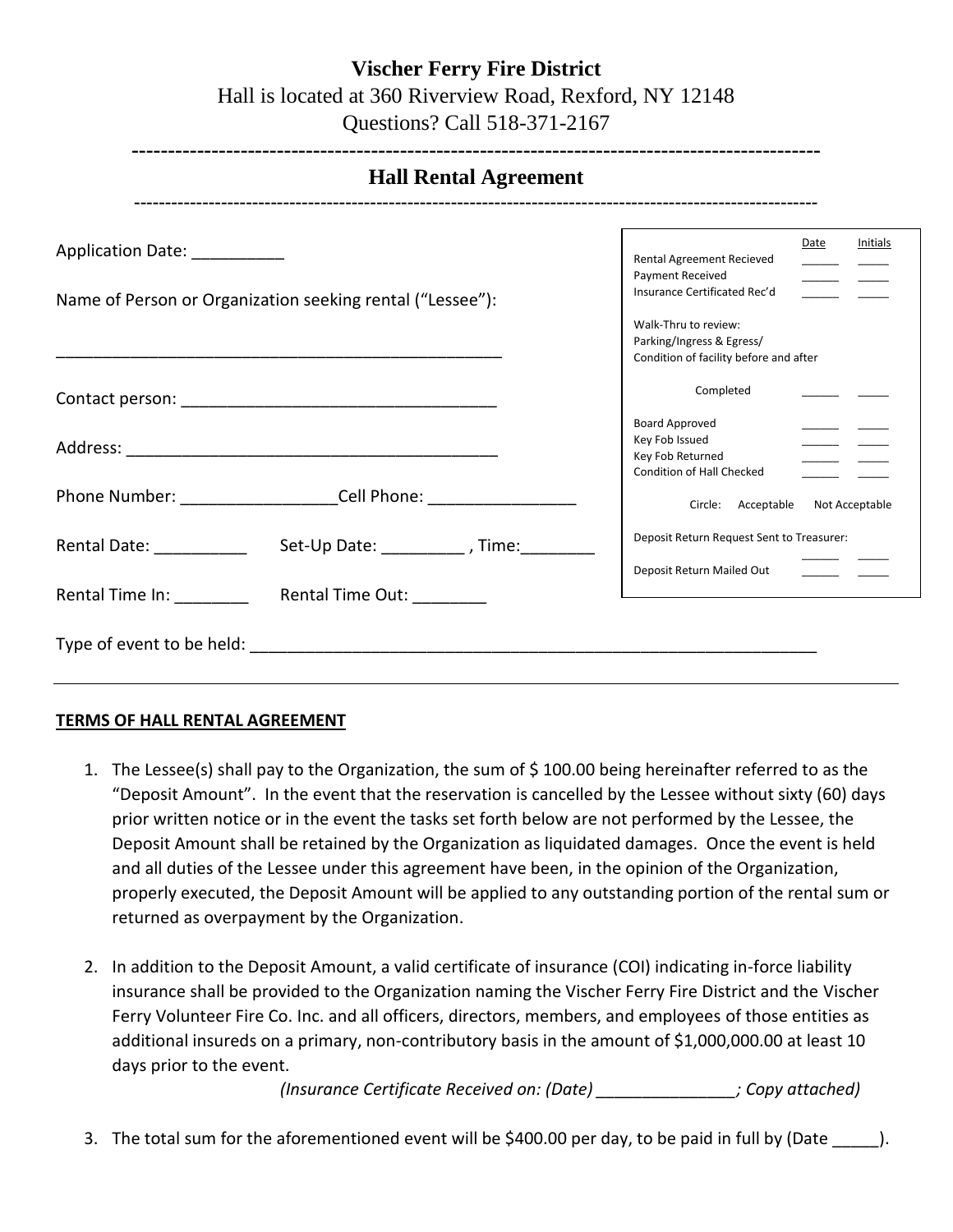**Vischer Ferry Fire District**

Hall is located at 360 Riverview Road, Rexford, NY 12148

Questions? Call 518-371-2167

---

## Hall Rental Agreement

---

Application Date: __________

Name of Person or Organization seeking rental ("Lessee"):

__________________________________________________

Contact person: _________________________________

Address: ______________________________________

Phone Number: ________________Cell Phone: _______________

Rental Date: __________ Set-Up Date: _________ , Time:________

Rental Time In: ________ Rental Time Out: ________

Type of event to be held: ___________________________________________________________

| | Date | Initials |
|---|---|---|
| Rental Agreement Recieved | _____ | _____ |
| Payment Received | _____ | _____ |
| Insurance Certificated Rec'd | _____ | _____ |
| Walk-Thru to review: Parking/Ingress & Egress/ Condition of facility before and after | | |
| Completed | _____ | _____ |
| Board Approved | _____ | _____ |
| Key Fob Issued | _____ | _____ |
| Key Fob Returned | _____ | _____ |
| Condition of Hall Checked | _____ | _____ |
| Circle: Acceptable Not Acceptable | | |
| Deposit Return Request Sent to Treasurer: | _____ | _____ |
| Deposit Return Mailed Out | _____ | _____ |

---

**TERMS OF HALL RENTAL AGREEMENT**

1. The Lessee(s) shall pay to the Organization, the sum of $ 100.00 being hereinafter referred to as the "Deposit Amount". In the event that the reservation is cancelled by the Lessee without sixty (60) days prior written notice or in the event the tasks set forth below are not performed by the Lessee, the Deposit Amount shall be retained by the Organization as liquidated damages. Once the event is held and all duties of the Lessee under this agreement have been, in the opinion of the Organization, properly executed, the Deposit Amount will be applied to any outstanding portion of the rental sum or returned as overpayment by the Organization.

2. In addition to the Deposit Amount, a valid certificate of insurance (COI) indicating in-force liability insurance shall be provided to the Organization naming the Vischer Ferry Fire District and the Vischer Ferry Volunteer Fire Co. Inc. and all officers, directors, members, and employees of those entities as additional insureds on a primary, non-contributory basis in the amount of $1,000,000.00 at least 10 days prior to the event.

   *(Insurance Certificate Received on: (Date) _______________; Copy attached)*

3. The total sum for the aforementioned event will be $400.00 per day, to be paid in full by (Date _____).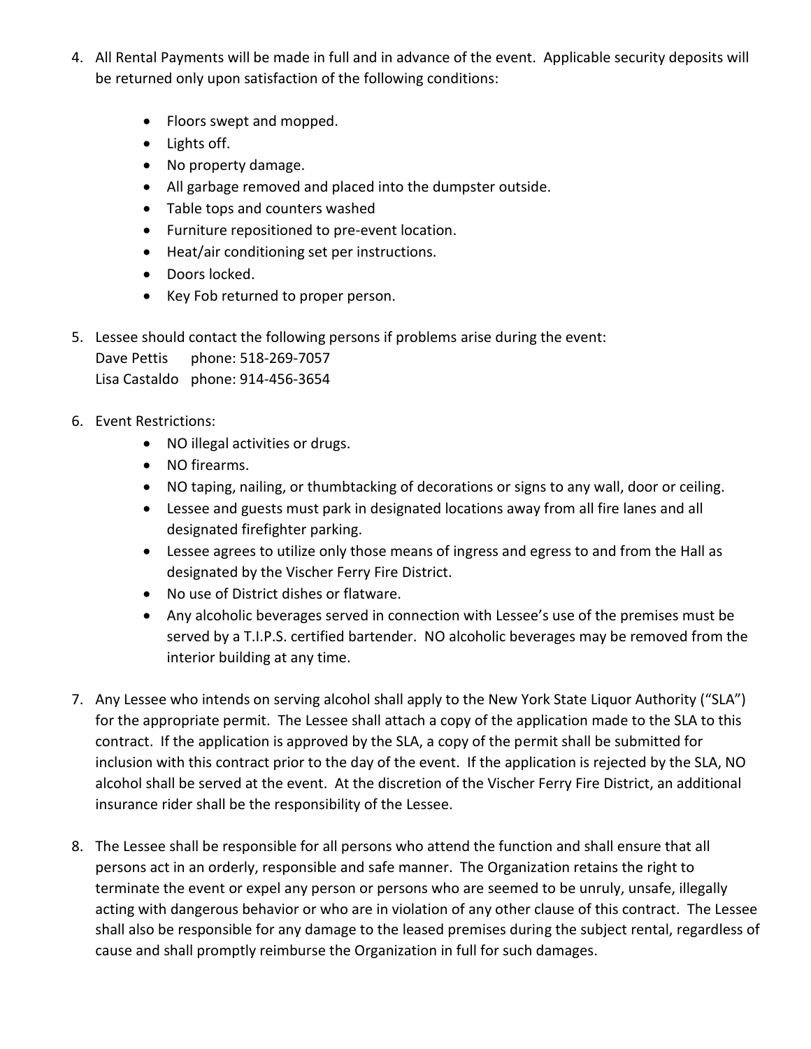4. All Rental Payments will be made in full and in advance of the event. Applicable security deposits will be returned only upon satisfaction of the following conditions:

   - Floors swept and mopped.
   - Lights off.
   - No property damage.
   - All garbage removed and placed into the dumpster outside.
   - Table tops and counters washed
   - Furniture repositioned to pre-event location.
   - Heat/air conditioning set per instructions.
   - Doors locked.
   - Key Fob returned to proper person.

5. Lessee should contact the following persons if problems arise during the event:
   Dave Pettis phone: 518-269-7057
   Lisa Castaldo phone: 914-456-3654

6. Event Restrictions:
   - NO illegal activities or drugs.
   - NO firearms.
   - NO taping, nailing, or thumbtacking of decorations or signs to any wall, door or ceiling.
   - Lessee and guests must park in designated locations away from all fire lanes and all designated firefighter parking.
   - Lessee agrees to utilize only those means of ingress and egress to and from the Hall as designated by the Vischer Ferry Fire District.
   - No use of District dishes or flatware.
   - Any alcoholic beverages served in connection with Lessee's use of the premises must be served by a T.I.P.S. certified bartender. NO alcoholic beverages may be removed from the interior building at any time.

7. Any Lessee who intends on serving alcohol shall apply to the New York State Liquor Authority ("SLA") for the appropriate permit. The Lessee shall attach a copy of the application made to the SLA to this contract. If the application is approved by the SLA, a copy of the permit shall be submitted for inclusion with this contract prior to the day of the event. If the application is rejected by the SLA, NO alcohol shall be served at the event. At the discretion of the Vischer Ferry Fire District, an additional insurance rider shall be the responsibility of the Lessee.

8. The Lessee shall be responsible for all persons who attend the function and shall ensure that all persons act in an orderly, responsible and safe manner. The Organization retains the right to terminate the event or expel any person or persons who are seemed to be unruly, unsafe, illegally acting with dangerous behavior or who are in violation of any other clause of this contract. The Lessee shall also be responsible for any damage to the leased premises during the subject rental, regardless of cause and shall promptly reimburse the Organization in full for such damages.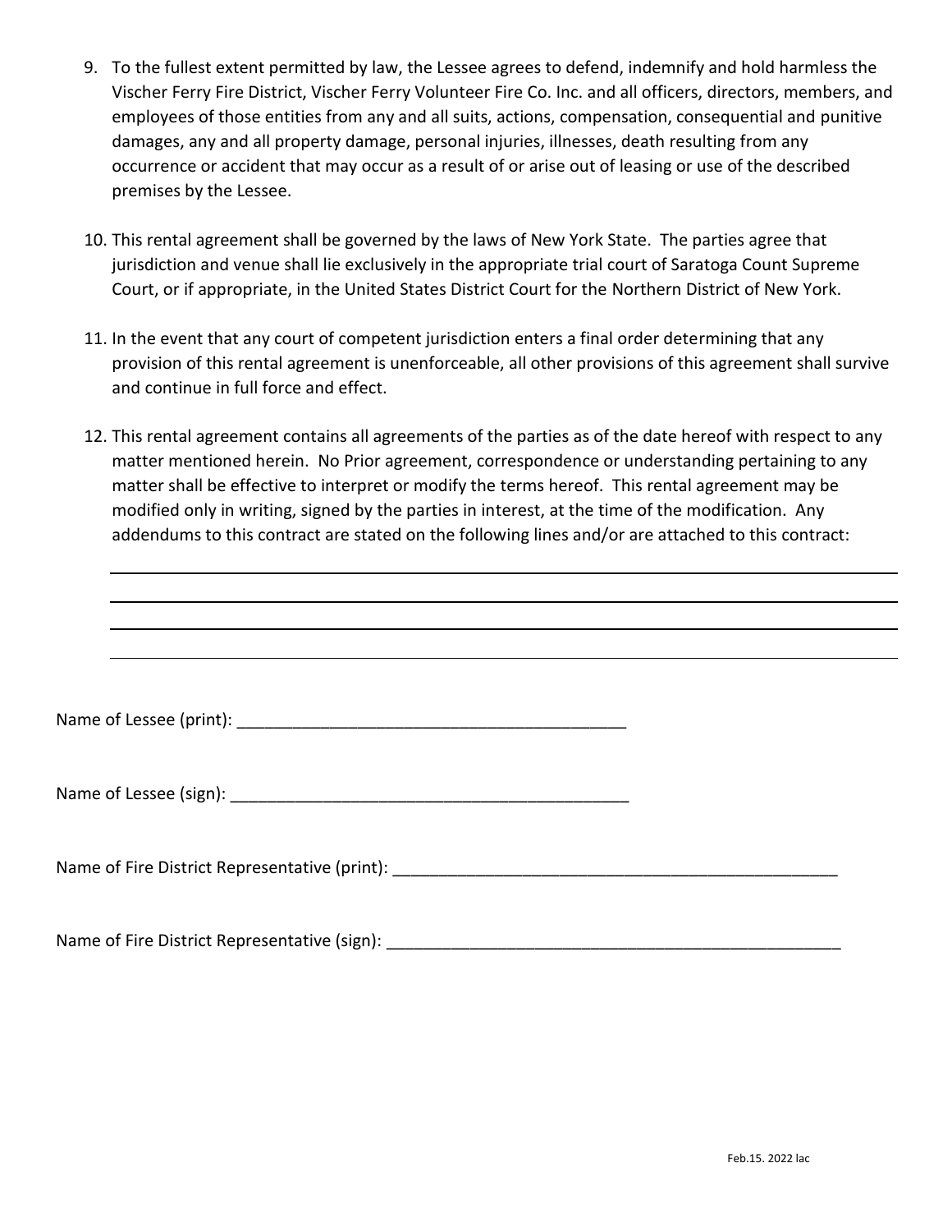9. To the fullest extent permitted by law, the Lessee agrees to defend, indemnify and hold harmless the Vischer Ferry Fire District, Vischer Ferry Volunteer Fire Co. Inc. and all officers, directors, members, and employees of those entities from any and all suits, actions, compensation, consequential and punitive damages, any and all property damage, personal injuries, illnesses, death resulting from any occurrence or accident that may occur as a result of or arise out of leasing or use of the described premises by the Lessee.

10. This rental agreement shall be governed by the laws of New York State. The parties agree that jurisdiction and venue shall lie exclusively in the appropriate trial court of Saratoga Count Supreme Court, or if appropriate, in the United States District Court for the Northern District of New York.

11. In the event that any court of competent jurisdiction enters a final order determining that any provision of this rental agreement is unenforceable, all other provisions of this agreement shall survive and continue in full force and effect.

12. This rental agreement contains all agreements of the parties as of the date hereof with respect to any matter mentioned herein. No Prior agreement, correspondence or understanding pertaining to any matter shall be effective to interpret or modify the terms hereof. This rental agreement may be modified only in writing, signed by the parties in interest, at the time of the modification. Any addendums to this contract are stated on the following lines and/or are attached to this contract:

______________________________________________________________________________

______________________________________________________________________________

______________________________________________________________________________

______________________________________________________________________________

Name of Lessee (print): ___________________________________________

Name of Lessee (sign): ____________________________________________

Name of Fire District Representative (print): __________________________________________________

Name of Fire District Representative (sign): ___________________________________________________

Feb.15. 2022 lac